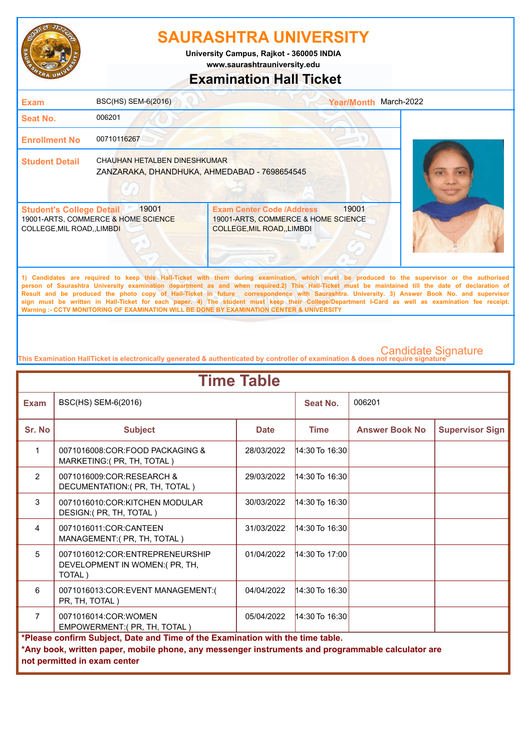# SAURASHTRA UNIVERSITY

**University Campus, Rajkot - 360005 INDIA**

**www.saurashtrauniversity.edu**

## Examination Hall Ticket

| | | | |
|---|---|---|---|
| **Exam** | BSC(HS) SEM-6(2016) | **Year/Month** | March-2022 |
| **Seat No.** | 006201 | | |
| **Enrollment No** | 00710116267 | | |
| **Student Detail** | CHAUHAN HETALBEN DINESHKUMAR<br>ZANZARAKA, DHANDHUKA, AHMEDABAD - 7698654545 | | |

| **Student's College Detail** 19001 | **Exam Center Code /Address** 19001 |
|---|---|
| 19001-ARTS, COMMERCE & HOME SCIENCE COLLEGE,MIL ROAD,,LIMBDI | 19001-ARTS, COMMERCE & HOME SCIENCE COLLEGE,MIL ROAD,,LIMBDI |

1) Candidates are required to keep this Hall-Ticket with them during examination, which must be produced to the supervisor or the authorised person of Saurashtra University examination department as and when required.2) This Hall-Ticket must be maintained till the date of declaration of Result and be produced the photo copy of Hall-Ticket in future correspondence with Saurashtra. University. 3) Answer Book No. and supervisor sign must be written in Hall-Ticket for each paper. 4) The student must keep their College/Department I-Card as well as examination fee receipt.
Warning :- CCTV MONITORING OF EXAMINATION WILL BE DONE BY EXAMINATION CENTER & UNIVERSITY

Candidate Signature

This Examination HallTicket is electronically generated & authenticated by controller of examination & does not require signature

## Time Table

| **Exam** | BSC(HS) SEM-6(2016) | | **Seat No.** | 006201 | |
|---|---|---|---|---|---|
| **Sr. No** | **Subject** | **Date** | **Time** | **Answer Book No** | **Supervisor Sign** |
| 1 | 0071016008:COR:FOOD PACKAGING & MARKETING:( PR, TH, TOTAL ) | 28/03/2022 | 14:30 To 16:30 | | |
| 2 | 0071016009:COR:RESEARCH & DECUMENTATION:( PR, TH, TOTAL ) | 29/03/2022 | 14:30 To 16:30 | | |
| 3 | 0071016010:COR:KITCHEN MODULAR DESIGN:( PR, TH, TOTAL ) | 30/03/2022 | 14:30 To 16:30 | | |
| 4 | 0071016011:COR:CANTEEN MANAGEMENT:( PR, TH, TOTAL ) | 31/03/2022 | 14:30 To 16:30 | | |
| 5 | 0071016012:COR:ENTREPRENEURSHIP DEVELOPMENT IN WOMEN:( PR, TH, TOTAL ) | 01/04/2022 | 14:30 To 17:00 | | |
| 6 | 0071016013:COR:EVENT MANAGEMENT:( PR, TH, TOTAL ) | 04/04/2022 | 14:30 To 16:30 | | |
| 7 | 0071016014:COR:WOMEN EMPOWERMENT:( PR, TH, TOTAL ) | 05/04/2022 | 14:30 To 16:30 | | |

**\*Please confirm Subject, Date and Time of the Examination with the time table.**

**\*Any book, written paper, mobile phone, any messenger instruments and programmable calculator are not permitted in exam center**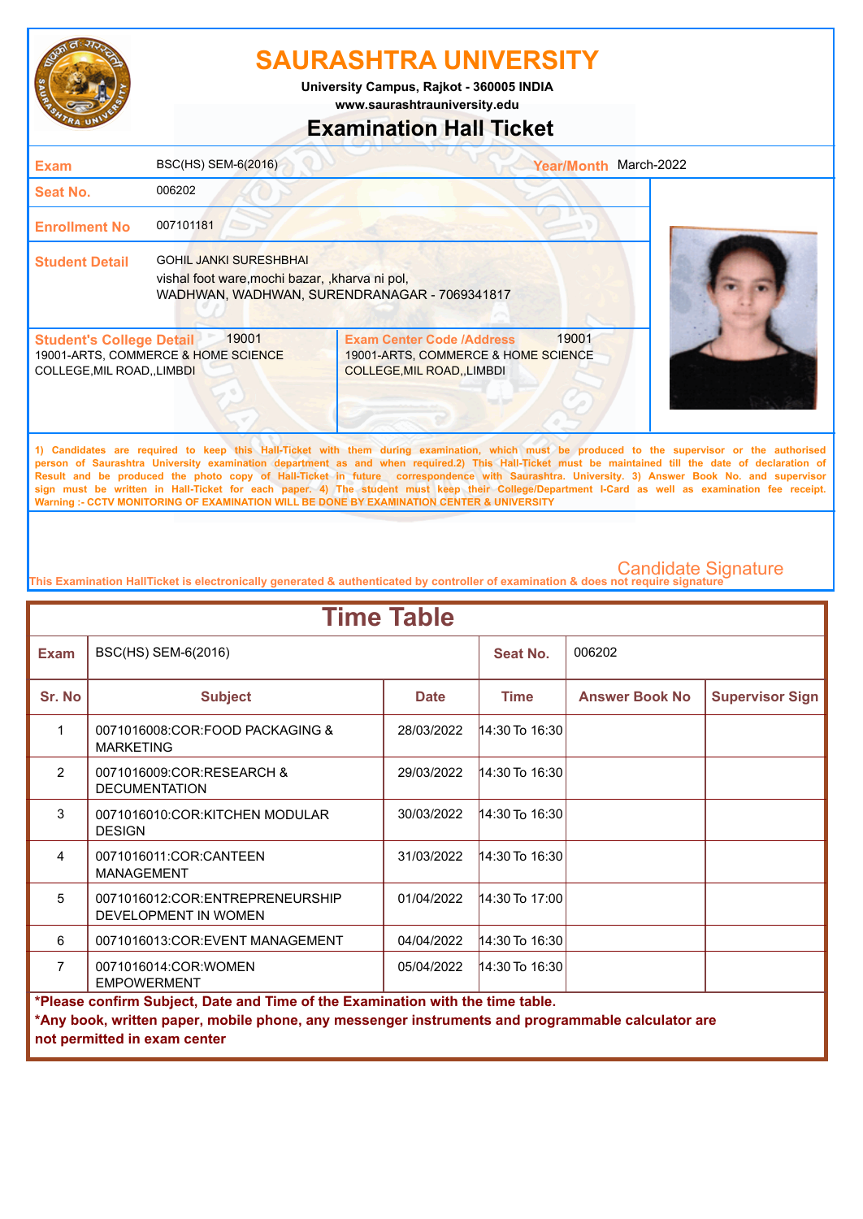# SAURASHTRA UNIVERSITY

**University Campus, Rajkot - 360005 INDIA**
**www.saurashtrauniversity.edu**

## Examination Hall Ticket

| | | | |
|---|---|---|---|
| **Exam** | BSC(HS) SEM-6(2016) | **Year/Month** | March-2022 |
| **Seat No.** | 006202 | | |
| **Enrollment No** | 007101181 | | |
| **Student Detail** | GOHIL JANKI SURESHBHAI<br>vishal foot ware,mochi bazar, ,kharva ni pol,<br>WADHWAN, WADHWAN, SURENDRANAGAR - 7069341817 | | |

| **Student's College Detail** 19001 | **Exam Center Code /Address** 19001 |
|---|---|
| 19001-ARTS, COMMERCE & HOME SCIENCE COLLEGE,MIL ROAD,,LIMBDI | 19001-ARTS, COMMERCE & HOME SCIENCE COLLEGE,MIL ROAD,,LIMBDI |

1) Candidates are required to keep this Hall-Ticket with them during examination, which must be produced to the supervisor or the authorised person of Saurashtra University examination department as and when required.2) This Hall-Ticket must be maintained till the date of declaration of Result and be produced the photo copy of Hall-Ticket in future correspondence with Saurashtra. University. 3) Answer Book No. and supervisor sign must be written in Hall-Ticket for each paper. 4) The student must keep their College/Department I-Card as well as examination fee receipt.
Warning :- CCTV MONITORING OF EXAMINATION WILL BE DONE BY EXAMINATION CENTER & UNIVERSITY

Candidate Signature

This Examination HallTicket is electronically generated & authenticated by controller of examination & does not require signature

## Time Table

| **Exam** | BSC(HS) SEM-6(2016) | | **Seat No.** | 006202 | |
|---|---|---|---|---|---|
| **Sr. No** | **Subject** | **Date** | **Time** | **Answer Book No** | **Supervisor Sign** |
| 1 | 0071016008:COR:FOOD PACKAGING & MARKETING | 28/03/2022 | 14:30 To 16:30 | | |
| 2 | 0071016009:COR:RESEARCH & DECUMENTATION | 29/03/2022 | 14:30 To 16:30 | | |
| 3 | 0071016010:COR:KITCHEN MODULAR DESIGN | 30/03/2022 | 14:30 To 16:30 | | |
| 4 | 0071016011:COR:CANTEEN MANAGEMENT | 31/03/2022 | 14:30 To 16:30 | | |
| 5 | 0071016012:COR:ENTREPRENEURSHIP DEVELOPMENT IN WOMEN | 01/04/2022 | 14:30 To 17:00 | | |
| 6 | 0071016013:COR:EVENT MANAGEMENT | 04/04/2022 | 14:30 To 16:30 | | |
| 7 | 0071016014:COR:WOMEN EMPOWERMENT | 05/04/2022 | 14:30 To 16:30 | | |

**\*Please confirm Subject, Date and Time of the Examination with the time table.**
**\*Any book, written paper, mobile phone, any messenger instruments and programmable calculator are not permitted in exam center**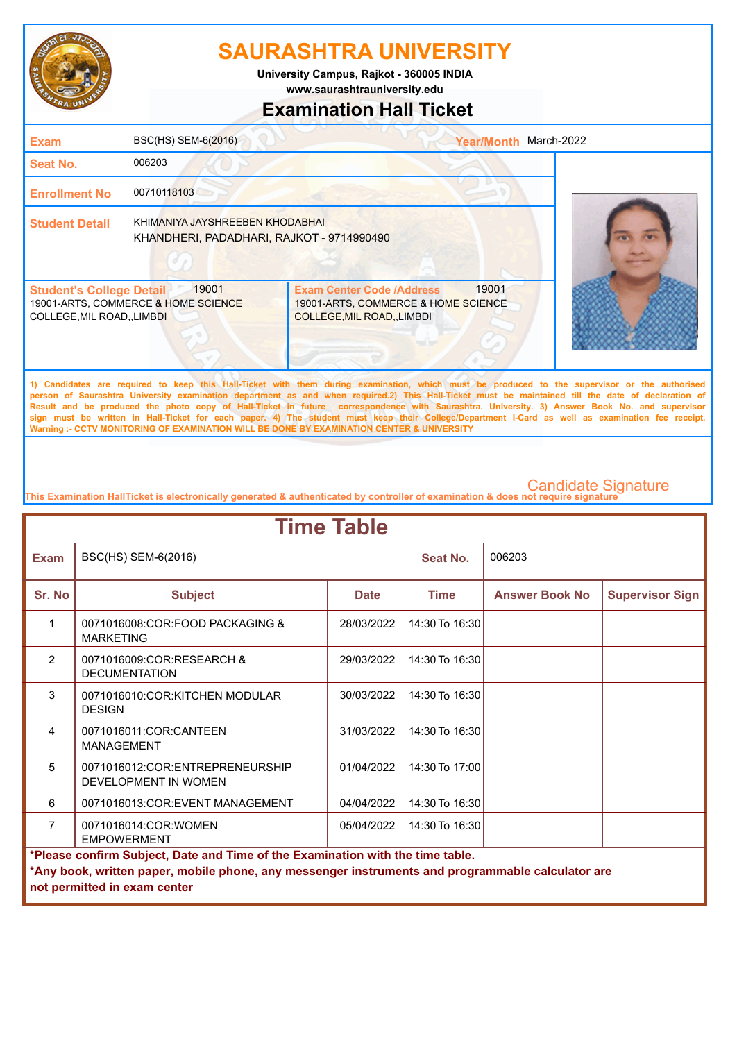# SAURASHTRA UNIVERSITY

**University Campus, Rajkot - 360005 INDIA**

**www.saurashtrauniversity.edu**

## Examination Hall Ticket

| | | | |
|---|---|---|---|
| **Exam** | BSC(HS) SEM-6(2016) | **Year/Month** | March-2022 |
| **Seat No.** | 006203 | | |
| **Enrollment No** | 00710118103 | | |
| **Student Detail** | KHIMANIYA JAYSHREEBEN KHODABHAI<br>KHANDHERI, PADADHARI, RAJKOT - 9714990490 | | |

| **Student's College Detail** 19001 | **Exam Center Code /Address** 19001 |
|---|---|
| 19001-ARTS, COMMERCE & HOME SCIENCE COLLEGE,MIL ROAD,,LIMBDI | 19001-ARTS, COMMERCE & HOME SCIENCE COLLEGE,MIL ROAD,,LIMBDI |

1) Candidates are required to keep this Hall-Ticket with them during examination, which must be produced to the supervisor or the authorised person of Saurashtra University examination department as and when required.2) This Hall-Ticket must be maintained till the date of declaration of Result and be produced the photo copy of Hall-Ticket in future correspondence with Saurashtra. University. 3) Answer Book No. and supervisor sign must be written in Hall-Ticket for each paper. 4) The student must keep their College/Department I-Card as well as examination fee receipt.
Warning :- CCTV MONITORING OF EXAMINATION WILL BE DONE BY EXAMINATION CENTER & UNIVERSITY

Candidate Signature

This Examination HallTicket is electronically generated & authenticated by controller of examination & does not require signature

## Time Table

**Exam:** BSC(HS) SEM-6(2016) | **Seat No.:** 006203

| Sr. No | Subject | Date | Time | Answer Book No | Supervisor Sign |
|---|---|---|---|---|---|
| 1 | 0071016008:COR:FOOD PACKAGING & MARKETING | 28/03/2022 | 14:30 To 16:30 | | |
| 2 | 0071016009:COR:RESEARCH & DECUMENTATION | 29/03/2022 | 14:30 To 16:30 | | |
| 3 | 0071016010:COR:KITCHEN MODULAR DESIGN | 30/03/2022 | 14:30 To 16:30 | | |
| 4 | 0071016011:COR:CANTEEN MANAGEMENT | 31/03/2022 | 14:30 To 16:30 | | |
| 5 | 0071016012:COR:ENTREPRENEURSHIP DEVELOPMENT IN WOMEN | 01/04/2022 | 14:30 To 17:00 | | |
| 6 | 0071016013:COR:EVENT MANAGEMENT | 04/04/2022 | 14:30 To 16:30 | | |
| 7 | 0071016014:COR:WOMEN EMPOWERMENT | 05/04/2022 | 14:30 To 16:30 | | |

**\*Please confirm Subject, Date and Time of the Examination with the time table.**

**\*Any book, written paper, mobile phone, any messenger instruments and programmable calculator are not permitted in exam center**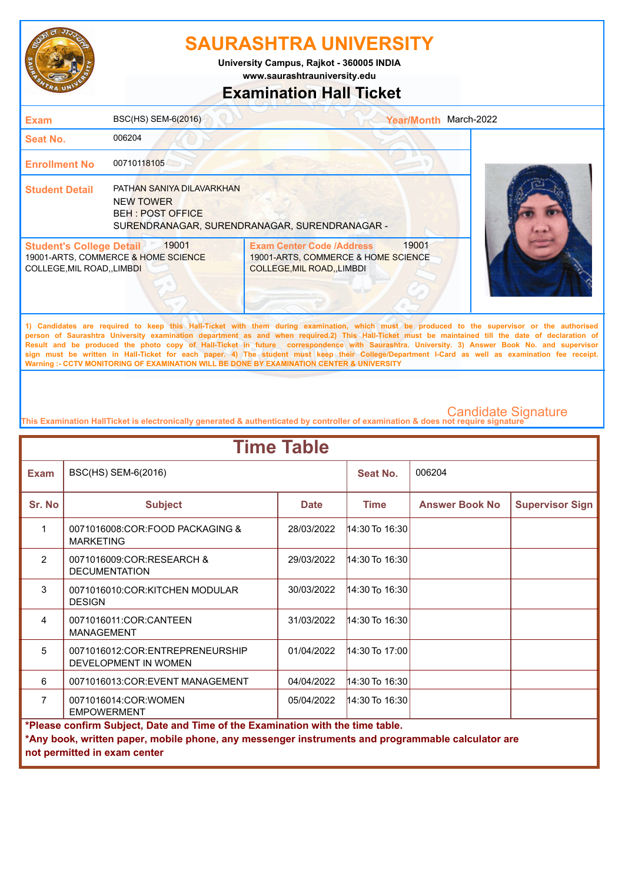# SAURASHTRA UNIVERSITY

**University Campus, Rajkot - 360005 INDIA**
**www.saurashtrauniversity.edu**

## Examination Hall Ticket

| | | | |
|---|---|---|---|
| **Exam** | BSC(HS) SEM-6(2016) | **Year/Month** | March-2022 |
| **Seat No.** | 006204 | | |
| **Enrollment No** | 00710118105 | | |
| **Student Detail** | PATHAN SANIYA DILAVARKHAN<br>NEW TOWER<br>BEH : POST OFFICE<br>SURENDRANAGAR, SURENDRANAGAR, SURENDRANAGAR - | | |

| | |
|---|---|
| **Student's College Detail** 19001<br>19001-ARTS, COMMERCE & HOME SCIENCE COLLEGE,MIL ROAD,,LIMBDI | **Exam Center Code /Address** 19001<br>19001-ARTS, COMMERCE & HOME SCIENCE COLLEGE,MIL ROAD,,LIMBDI |

**1) Candidates are required to keep this Hall-Ticket with them during examination, which must be produced to the supervisor or the authorised person of Saurashtra University examination department as and when required.2) This Hall-Ticket must be maintained till the date of declaration of Result and be produced the photo copy of Hall-Ticket in future correspondence with Saurashtra. University. 3) Answer Book No. and supervisor sign must be written in Hall-Ticket for each paper. 4) The student must keep their College/Department I-Card as well as examination fee receipt. Warning :- CCTV MONITORING OF EXAMINATION WILL BE DONE BY EXAMINATION CENTER & UNIVERSITY**

Candidate Signature

This Examination HallTicket is electronically generated & authenticated by controller of examination & does not require signature

## Time Table

| **Exam** | BSC(HS) SEM-6(2016) | | **Seat No.** | 006204 | |
|---|---|---|---|---|---|
| **Sr. No** | **Subject** | **Date** | **Time** | **Answer Book No** | **Supervisor Sign** |
| 1 | 0071016008:COR:FOOD PACKAGING & MARKETING | 28/03/2022 | 14:30 To 16:30 | | |
| 2 | 0071016009:COR:RESEARCH & DECUMENTATION | 29/03/2022 | 14:30 To 16:30 | | |
| 3 | 0071016010:COR:KITCHEN MODULAR DESIGN | 30/03/2022 | 14:30 To 16:30 | | |
| 4 | 0071016011:COR:CANTEEN MANAGEMENT | 31/03/2022 | 14:30 To 16:30 | | |
| 5 | 0071016012:COR:ENTREPRENEURSHIP DEVELOPMENT IN WOMEN | 01/04/2022 | 14:30 To 17:00 | | |
| 6 | 0071016013:COR:EVENT MANAGEMENT | 04/04/2022 | 14:30 To 16:30 | | |
| 7 | 0071016014:COR:WOMEN EMPOWERMENT | 05/04/2022 | 14:30 To 16:30 | | |

**\*Please confirm Subject, Date and Time of the Examination with the time table.**
**\*Any book, written paper, mobile phone, any messenger instruments and programmable calculator are not permitted in exam center**